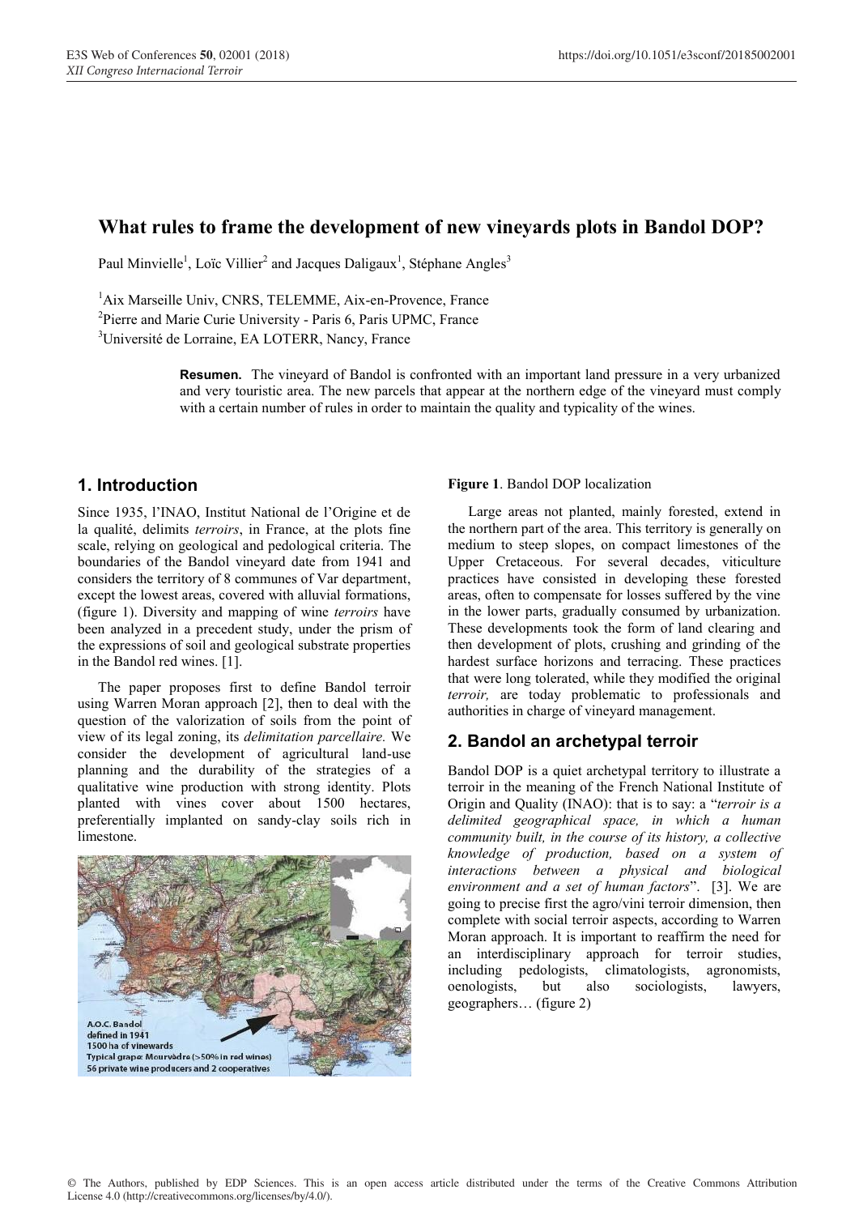# What rules to frame the development of new vineyards plots in Bandol DOP?

Paul Minvielle[1], Loïc Villier[2] and Jacques Daligaux[1], Stéphane Angles[3]

[1]Aix Marseille Univ, CNRS, TELEMME, Aix-en-Provence, France

[2]Pierre and Marie Curie University - Paris 6, Paris UPMC, France

[3]Université de Lorraine, EA LOTERR, Nancy, France

**Resumen.** The vineyard of Bandol is confronted with an important land pressure in a very urbanized and very touristic area. The new parcels that appear at the northern edge of the vineyard must comply with a certain number of rules in order to maintain the quality and typicality of the wines.

## 1. Introduction

Since 1935, l'INAO, Institut National de l'Origine et de la qualité, delimits *terroirs*, in France, at the plots fine scale, relying on geological and pedological criteria. The boundaries of the Bandol vineyard date from 1941 and considers the territory of 8 communes of Var department, except the lowest areas, covered with alluvial formations, (figure 1). Diversity and mapping of wine *terroirs* have been analyzed in a precedent study, under the prism of the expressions of soil and geological substrate properties in the Bandol red wines. [1].

The paper proposes first to define Bandol terroir using Warren Moran approach [2], then to deal with the question of the valorization of soils from the point of view of its legal zoning, its *delimitation parcellaire.* We consider the development of agricultural land-use planning and the durability of the strategies of a qualitative wine production with strong identity. Plots planted with vines cover about 1500 hectares, preferentially implanted on sandy-clay soils rich in limestone.

A.O.C. Bandol defined in 1941
1500 ha of vinewards
Typical grape: Mourvèdre (>50% in red wines)
56 private wine producers and 2 cooperatives

**Figure 1**. Bandol DOP localization

Large areas not planted, mainly forested, extend in the northern part of the area. This territory is generally on medium to steep slopes, on compact limestones of the Upper Cretaceous. For several decades, viticulture practices have consisted in developing these forested areas, often to compensate for losses suffered by the vine in the lower parts, gradually consumed by urbanization. These developments took the form of land clearing and then development of plots, crushing and grinding of the hardest surface horizons and terracing. These practices that were long tolerated, while they modified the original *terroir,* are today problematic to professionals and authorities in charge of vineyard management.

## 2. Bandol an archetypal terroir

Bandol DOP is a quiet archetypal territory to illustrate a terroir in the meaning of the French National Institute of Origin and Quality (INAO): that is to say: a "*terroir is a delimited geographical space, in which a human community built, in the course of its history, a collective knowledge of production, based on a system of interactions between a physical and biological environment and a set of human factors*". [3]. We are going to precise first the agro/vini terroir dimension, then complete with social terroir aspects, according to Warren Moran approach. It is important to reaffirm the need for an interdisciplinary approach for terroir studies, including pedologists, climatologists, agronomists, oenologists, but also sociologists, lawyers, geographers… (figure 2)

© The Authors, published by EDP Sciences. This is an open access article distributed under the terms of the Creative Commons Attribution License 4.0 (http://creativecommons.org/licenses/by/4.0/).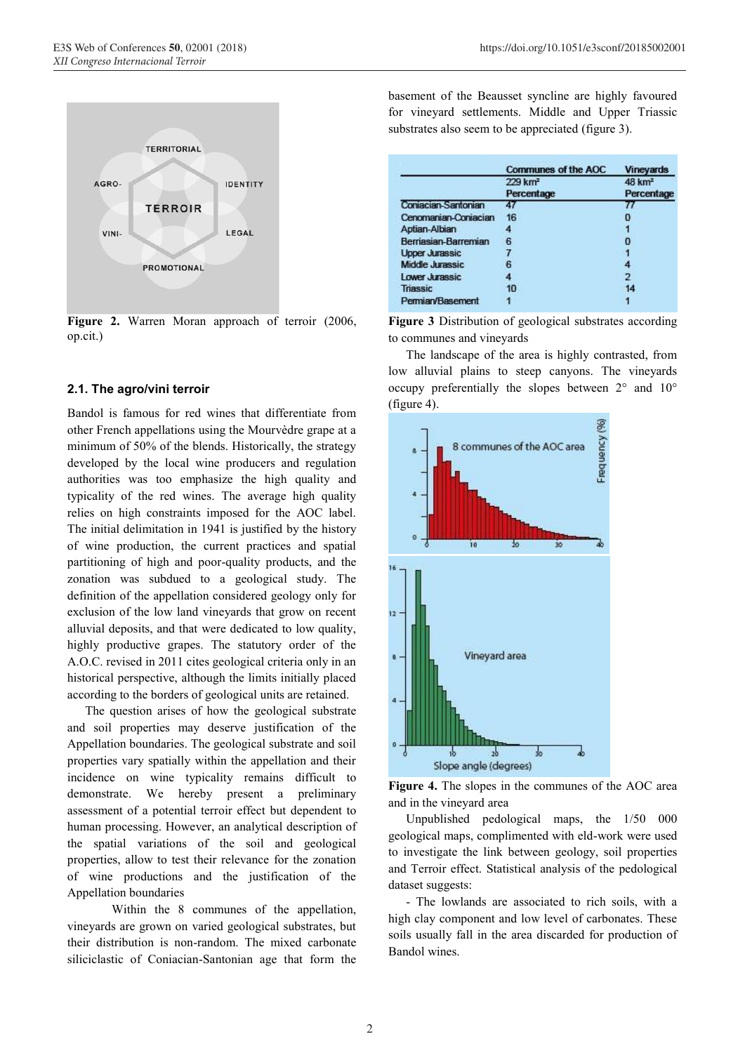Figure 2. Warren Moran approach of terroir (2006, op.cit.)

## 2.1. The agro/vini terroir

Bandol is famous for red wines that differentiate from other French appellations using the Mourvèdre grape at a minimum of 50% of the blends. Historically, the strategy developed by the local wine producers and regulation authorities was too emphasize the high quality and typicality of the red wines. The average high quality relies on high constraints imposed for the AOC label. The initial delimitation in 1941 is justified by the history of wine production, the current practices and spatial partitioning of high and poor-quality products, and the zonation was subdued to a geological study. The definition of the appellation considered geology only for exclusion of the low land vineyards that grow on recent alluvial deposits, and that were dedicated to low quality, highly productive grapes. The statutory order of the A.O.C. revised in 2011 cites geological criteria only in an historical perspective, although the limits initially placed according to the borders of geological units are retained.

The question arises of how the geological substrate and soil properties may deserve justification of the Appellation boundaries. The geological substrate and soil properties vary spatially within the appellation and their incidence on wine typicality remains difficult to demonstrate. We hereby present a preliminary assessment of a potential terroir effect but dependent to human processing. However, an analytical description of the spatial variations of the soil and geological properties, allow to test their relevance for the zonation of wine productions and the justification of the Appellation boundaries

Within the 8 communes of the appellation, vineyards are grown on varied geological substrates, but their distribution is non-random. The mixed carbonate siliciclastic of Coniacian-Santonian age that form the basement of the Beausset syncline are highly favoured for vineyard settlements. Middle and Upper Triassic substrates also seem to be appreciated (figure 3).

| | Communes of the AOC | Vineyards |
|---|---|---|
| | 229 km² | 48 km² |
| | Percentage | Percentage |
| Coniacian-Santonian | 47 | 77 |
| Cenomanian-Coniacian | 16 | 0 |
| Aptian-Albian | 4 | 1 |
| Berriasian-Barremian | 6 | 0 |
| Upper Jurassic | 7 | 1 |
| Middle Jurassic | 6 | 4 |
| Lower Jurassic | 4 | 2 |
| Triassic | 10 | 14 |
| Permian/Basement | 1 | 1 |

**Figure 3** Distribution of geological substrates according to communes and vineyards

The landscape of the area is highly contrasted, from low alluvial plains to steep canyons. The vineyards occupy preferentially the slopes between 2° and 10° (figure 4).

**Figure 4.** The slopes in the communes of the AOC area and in the vineyard area

Unpublished pedological maps, the 1/50 000 geological maps, complimented with eld-work were used to investigate the link between geology, soil properties and Terroir effect. Statistical analysis of the pedological dataset suggests:

- The lowlands are associated to rich soils, with a high clay component and low level of carbonates. These soils usually fall in the area discarded for production of Bandol wines.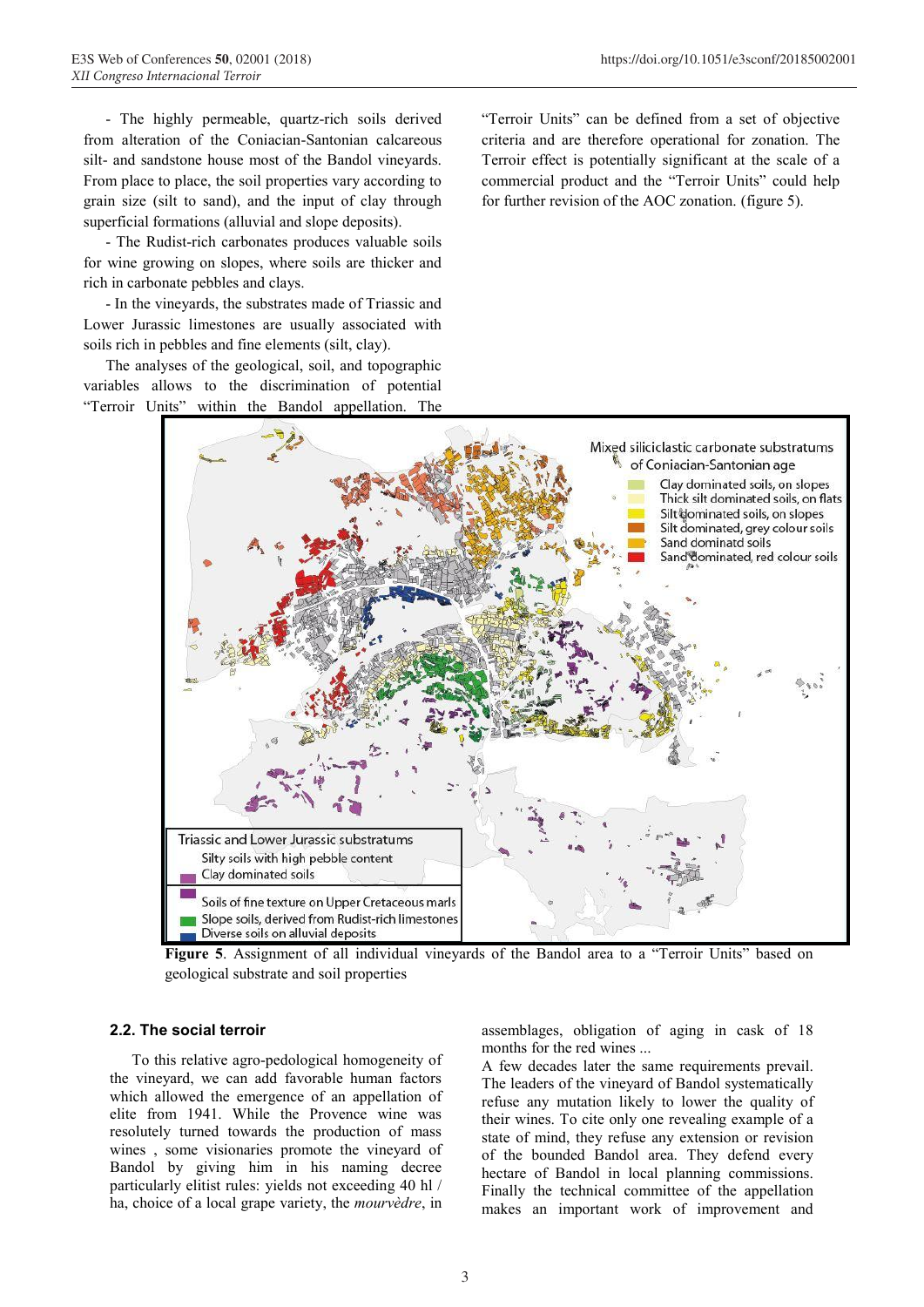- The highly permeable, quartz-rich soils derived from alteration of the Coniacian-Santonian calcareous silt- and sandstone house most of the Bandol vineyards. From place to place, the soil properties vary according to grain size (silt to sand), and the input of clay through superficial formations (alluvial and slope deposits).

- The Rudist-rich carbonates produces valuable soils for wine growing on slopes, where soils are thicker and rich in carbonate pebbles and clays.

- In the vineyards, the substrates made of Triassic and Lower Jurassic limestones are usually associated with soils rich in pebbles and fine elements (silt, clay).

The analyses of the geological, soil, and topographic variables allows to the discrimination of potential "Terroir Units" within the Bandol appellation. The "Terroir Units" can be defined from a set of objective criteria and are therefore operational for zonation. The Terroir effect is potentially significant at the scale of a commercial product and the "Terroir Units" could help for further revision of the AOC zonation. (figure 5).

**Figure 5**. Assignment of all individual vineyards of the Bandol area to a "Terroir Units" based on geological substrate and soil properties

### 2.2. The social terroir

To this relative agro-pedological homogeneity of the vineyard, we can add favorable human factors which allowed the emergence of an appellation of elite from 1941. While the Provence wine was resolutely turned towards the production of mass wines , some visionaries promote the vineyard of Bandol by giving him in his naming decree particularly elitist rules: yields not exceeding 40 hl / ha, choice of a local grape variety, the *mourvèdre*, in assemblages, obligation of aging in cask of 18 months for the red wines ...

A few decades later the same requirements prevail. The leaders of the vineyard of Bandol systematically refuse any mutation likely to lower the quality of their wines. To cite only one revealing example of a state of mind, they refuse any extension or revision of the bounded Bandol area. They defend every hectare of Bandol in local planning commissions. Finally the technical committee of the appellation makes an important work of improvement and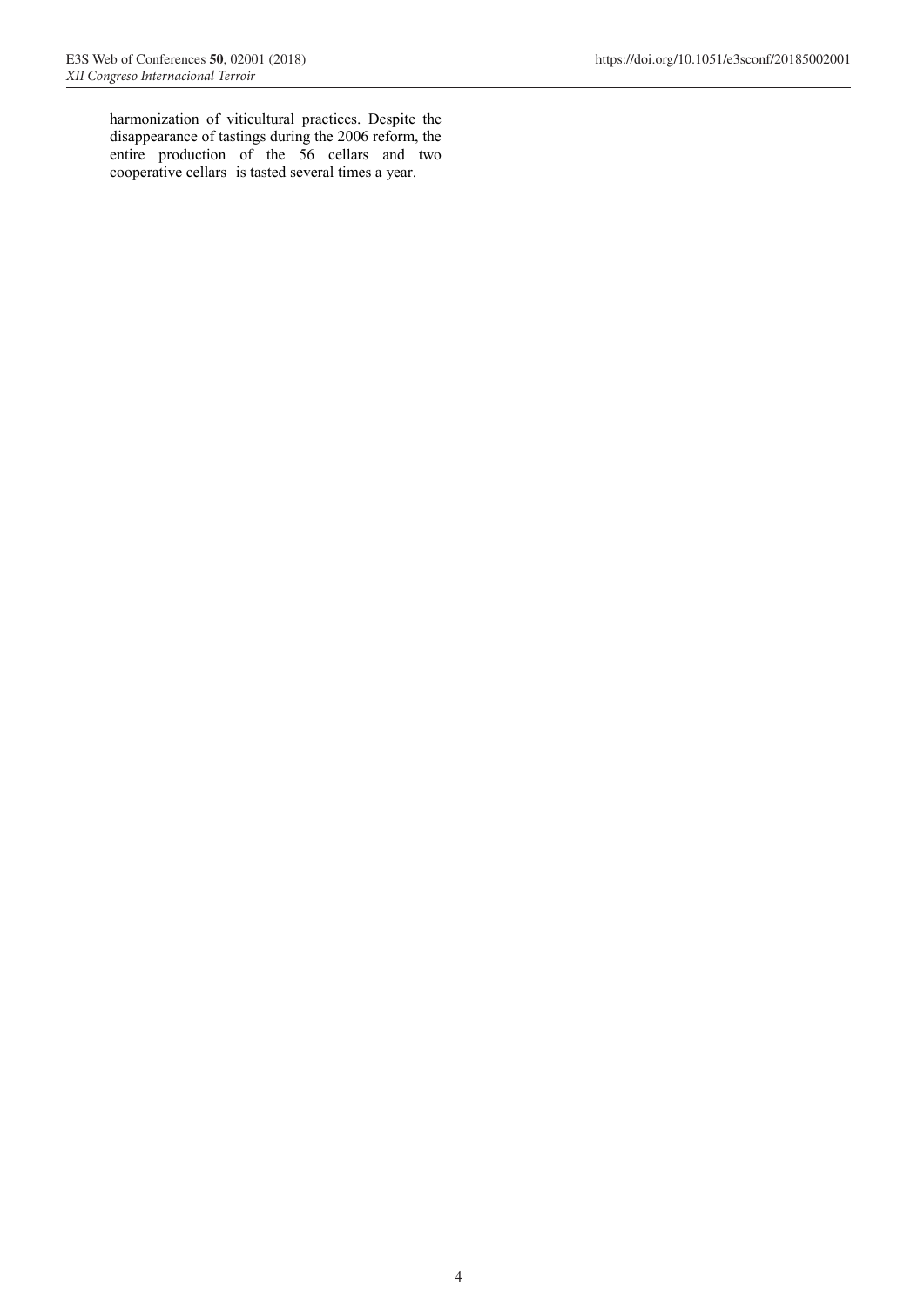harmonization of viticultural practices. Despite the disappearance of tastings during the 2006 reform, the entire production of the 56 cellars and two cooperative cellars is tasted several times a year.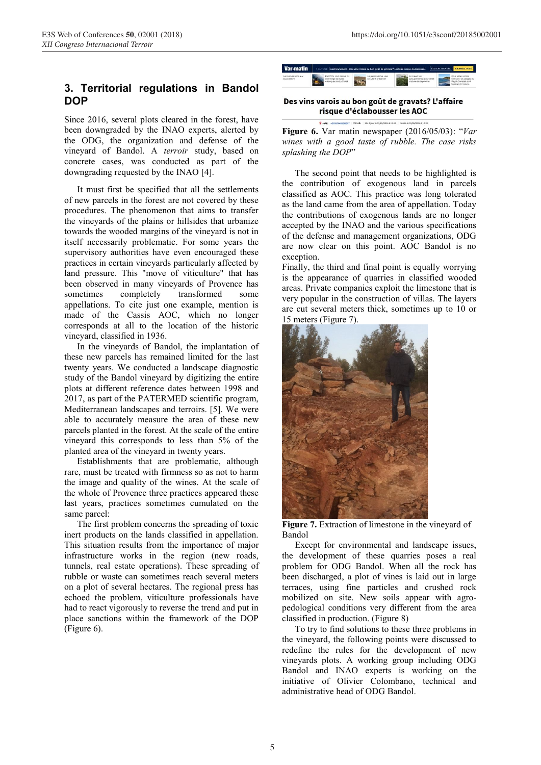## 3. Territorial regulations in Bandol DOP

Since 2016, several plots cleared in the forest, have been downgraded by the INAO experts, alerted by the ODG, the organization and defense of the vineyard of Bandol. A *terroir* study, based on concrete cases, was conducted as part of the downgrading requested by the INAO [4].

It must first be specified that all the settlements of new parcels in the forest are not covered by these procedures. The phenomenon that aims to transfer the vineyards of the plains or hillsides that urbanize towards the wooded margins of the vineyard is not in itself necessarily problematic. For some years the supervisory authorities have even encouraged these practices in certain vineyards particularly affected by land pressure. This "move of viticulture" that has been observed in many vineyards of Provence has sometimes completely transformed some appellations. To cite just one example, mention is made of the Cassis AOC, which no longer corresponds at all to the location of the historic vineyard, classified in 1936.

In the vineyards of Bandol, the implantation of these new parcels has remained limited for the last twenty years. We conducted a landscape diagnostic study of the Bandol vineyard by digitizing the entire plots at different reference dates between 1998 and 2017, as part of the PATERMED scientific program, Mediterranean landscapes and terroirs. [5]. We were able to accurately measure the area of these new parcels planted in the forest. At the scale of the entire vineyard this corresponds to less than 5% of the planted area of the vineyard in twenty years.

Establishments that are problematic, although rare, must be treated with firmness so as not to harm the image and quality of the wines. At the scale of the whole of Provence three practices appeared these last years, practices sometimes cumulated on the same parcel:

The first problem concerns the spreading of toxic inert products on the lands classified in appellation. This situation results from the importance of major infrastructure works in the region (new roads, tunnels, real estate operations). These spreading of rubble or waste can sometimes reach several meters on a plot of several hectares. The regional press has echoed the problem, viticulture professionals have had to react vigorously to reverse the trend and put in place sanctions within the framework of the DOP (Figure 6).

**Figure 6.** Var matin newspaper (2016/05/03): "*Var wines with a good taste of rubble. The case risks splashing the DOP*"

The second point that needs to be highlighted is the contribution of exogenous land in parcels classified as AOC. This practice was long tolerated as the land came from the area of appellation. Today the contributions of exogenous lands are no longer accepted by the INAO and the various specifications of the defense and management organizations, ODG are now clear on this point. AOC Bandol is no exception.

Finally, the third and final point is equally worrying is the appearance of quarries in classified wooded areas. Private companies exploit the limestone that is very popular in the construction of villas. The layers are cut several meters thick, sometimes up to 10 or 15 meters (Figure 7).

**Figure 7.** Extraction of limestone in the vineyard of Bandol

Except for environmental and landscape issues, the development of these quarries poses a real problem for ODG Bandol. When all the rock has been discharged, a plot of vines is laid out in large terraces, using fine particles and crushed rock mobilized on site. New soils appear with agro-pedological conditions very different from the area classified in production. (Figure 8)

To try to find solutions to these three problems in the vineyard, the following points were discussed to redefine the rules for the development of new vineyards plots. A working group including ODG Bandol and INAO experts is working on the initiative of Olivier Colombano, technical and administrative head of ODG Bandol.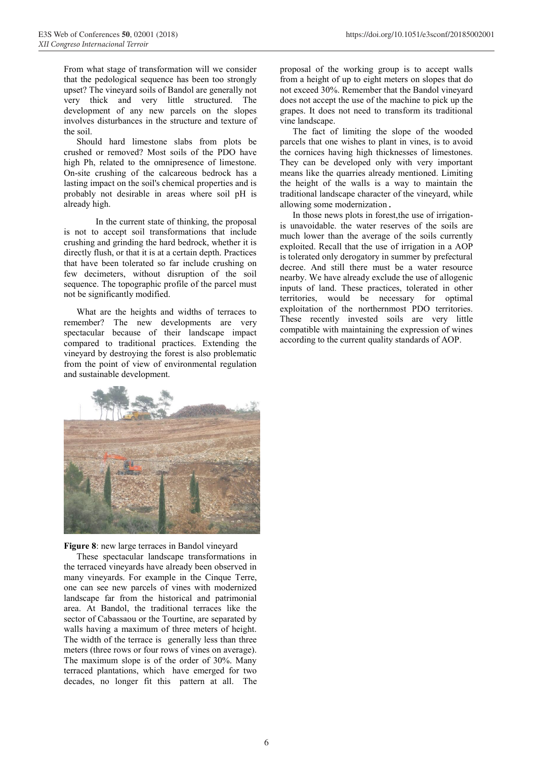From what stage of transformation will we consider that the pedological sequence has been too strongly upset? The vineyard soils of Bandol are generally not very thick and very little structured. The development of any new parcels on the slopes involves disturbances in the structure and texture of the soil.

Should hard limestone slabs from plots be crushed or removed? Most soils of the PDO have high Ph, related to the omnipresence of limestone. On-site crushing of the calcareous bedrock has a lasting impact on the soil's chemical properties and is probably not desirable in areas where soil pH is already high.

In the current state of thinking, the proposal is not to accept soil transformations that include crushing and grinding the hard bedrock, whether it is directly flush, or that it is at a certain depth. Practices that have been tolerated so far include crushing on few decimeters, without disruption of the soil sequence. The topographic profile of the parcel must not be significantly modified.

What are the heights and widths of terraces to remember? The new developments are very spectacular because of their landscape impact compared to traditional practices. Extending the vineyard by destroying the forest is also problematic from the point of view of environmental regulation and sustainable development.

**Figure 8**: new large terraces in Bandol vineyard

These spectacular landscape transformations in the terraced vineyards have already been observed in many vineyards. For example in the Cinque Terre, one can see new parcels of vines with modernized landscape far from the historical and patrimonial area. At Bandol, the traditional terraces like the sector of Cabassaou or the Tourtine, are separated by walls having a maximum of three meters of height. The width of the terrace is generally less than three meters (three rows or four rows of vines on average). The maximum slope is of the order of 30%. Many terraced plantations, which have emerged for two decades, no longer fit this pattern at all. The proposal of the working group is to accept walls from a height of up to eight meters on slopes that do not exceed 30%. Remember that the Bandol vineyard does not accept the use of the machine to pick up the grapes. It does not need to transform its traditional vine landscape.

The fact of limiting the slope of the wooded parcels that one wishes to plant in vines, is to avoid the cornices having high thicknesses of limestones. They can be developed only with very important means like the quarries already mentioned. Limiting the height of the walls is a way to maintain the traditional landscape character of the vineyard, while allowing some modernization.

In those news plots in forest,the use of irrigation-is unavoidable. the water reserves of the soils are much lower than the average of the soils currently exploited. Recall that the use of irrigation in a AOP is tolerated only derogatory in summer by prefectural decree. And still there must be a water resource nearby. We have already exclude the use of allogenic inputs of land. These practices, tolerated in other territories, would be necessary for optimal exploitation of the northernmost PDO territories. These recently invested soils are very little compatible with maintaining the expression of wines according to the current quality standards of AOP.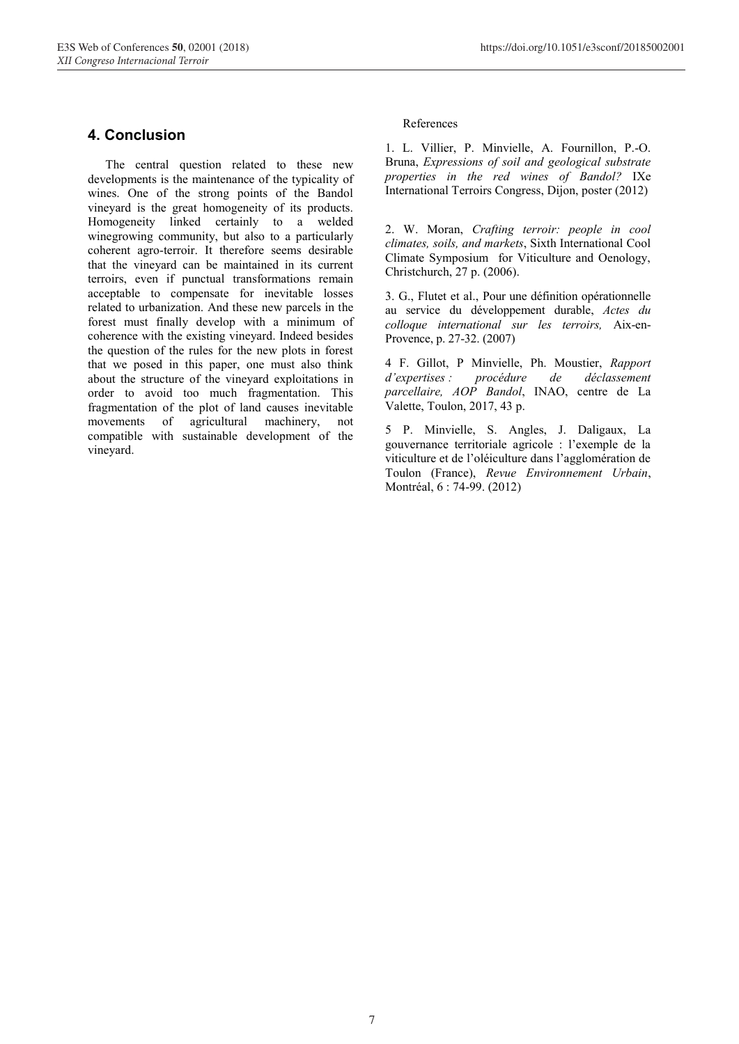## 4. Conclusion

The central question related to these new developments is the maintenance of the typicality of wines. One of the strong points of the Bandol vineyard is the great homogeneity of its products. Homogeneity linked certainly to a welded winegrowing community, but also to a particularly coherent agro-terroir. It therefore seems desirable that the vineyard can be maintained in its current terroirs, even if punctual transformations remain acceptable to compensate for inevitable losses related to urbanization. And these new parcels in the forest must finally develop with a minimum of coherence with the existing vineyard. Indeed besides the question of the rules for the new plots in forest that we posed in this paper, one must also think about the structure of the vineyard exploitations in order to avoid too much fragmentation. This fragmentation of the plot of land causes inevitable movements of agricultural machinery, not compatible with sustainable development of the vineyard.

References

1. L. Villier, P. Minvielle, A. Fournillon, P.-O. Bruna, *Expressions of soil and geological substrate properties in the red wines of Bandol?* IXe International Terroirs Congress, Dijon, poster (2012)

2. W. Moran, *Crafting terroir: people in cool climates, soils, and markets*, Sixth International Cool Climate Symposium for Viticulture and Oenology, Christchurch, 27 p. (2006).

3. G., Flutet et al., Pour une définition opérationnelle au service du développement durable, *Actes du colloque international sur les terroirs,* Aix-en-Provence, p. 27-32. (2007)

4 F. Gillot, P Minvielle, Ph. Moustier, *Rapport d'expertises : procédure de déclassement parcellaire, AOP Bandol*, INAO, centre de La Valette, Toulon, 2017, 43 p.

5 P. Minvielle, S. Angles, J. Daligaux, La gouvernance territoriale agricole : l'exemple de la viticulture et de l'oléiculture dans l'agglomération de Toulon (France), *Revue Environnement Urbain*, Montréal, 6 : 74-99. (2012)